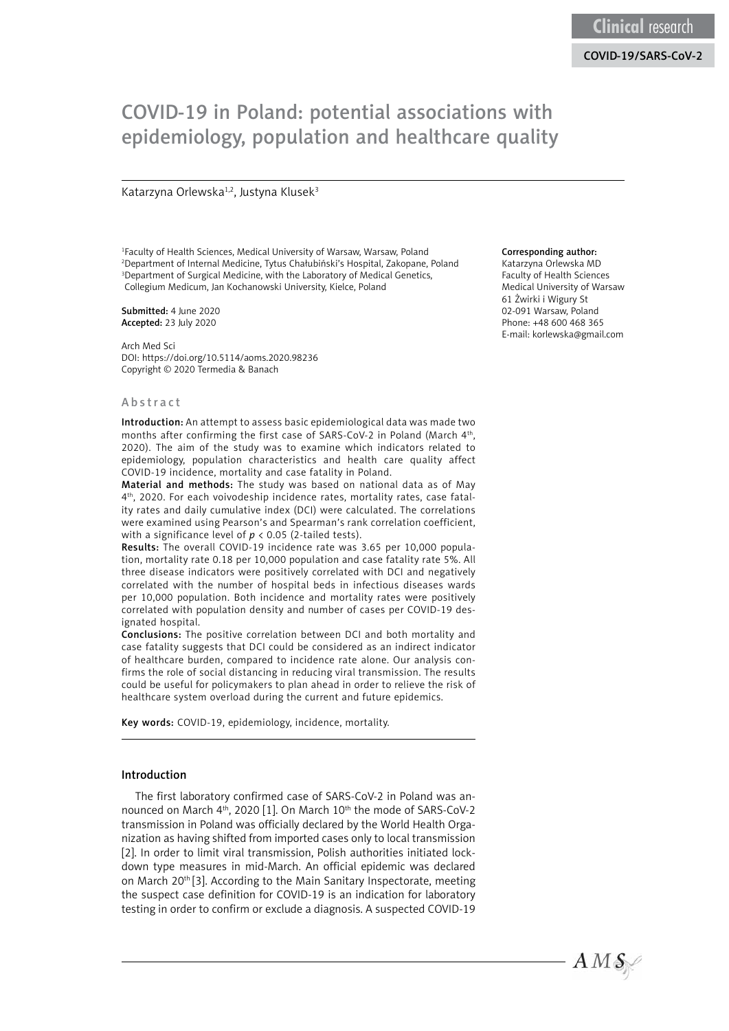Clinical research

COVID-19/SARS-CoV-2

# COVID-19 in Poland: potential associations with epidemiology, population and healthcare quality

Katarzyna Orlewska[1,2], Justyna Klusek[3]

[1]Faculty of Health Sciences, Medical University of Warsaw, Warsaw, Poland
[2]Department of Internal Medicine, Tytus Chałubiński's Hospital, Zakopane, Poland
[3]Department of Surgical Medicine, with the Laboratory of Medical Genetics, Collegium Medicum, Jan Kochanowski University, Kielce, Poland

**Submitted:** 4 June 2020
**Accepted:** 23 July 2020

Arch Med Sci
DOI: https://doi.org/10.5114/aoms.2020.98236
Copyright © 2020 Termedia & Banach

**Corresponding author:**
Katarzyna Orlewska MD
Faculty of Health Sciences
Medical University of Warsaw
61 Żwirki i Wigury St
02-091 Warsaw, Poland
Phone: +48 600 468 365
E-mail: korlewska@gmail.com

## Abstract

**Introduction:** An attempt to assess basic epidemiological data was made two months after confirming the first case of SARS-CoV-2 in Poland (March 4th, 2020). The aim of the study was to examine which indicators related to epidemiology, population characteristics and health care quality affect COVID-19 incidence, mortality and case fatality in Poland.

**Material and methods:** The study was based on national data as of May 4th, 2020. For each voivodeship incidence rates, mortality rates, case fatality rates and daily cumulative index (DCI) were calculated. The correlations were examined using Pearson's and Spearman's rank correlation coefficient, with a significance level of $p < 0.05$ (2-tailed tests).

**Results:** The overall COVID-19 incidence rate was 3.65 per 10,000 population, mortality rate 0.18 per 10,000 population and case fatality rate 5%. All three disease indicators were positively correlated with DCI and negatively correlated with the number of hospital beds in infectious diseases wards per 10,000 population. Both incidence and mortality rates were positively correlated with population density and number of cases per COVID-19 designated hospital.

**Conclusions:** The positive correlation between DCI and both mortality and case fatality suggests that DCI could be considered as an indirect indicator of healthcare burden, compared to incidence rate alone. Our analysis confirms the role of social distancing in reducing viral transmission. The results could be useful for policymakers to plan ahead in order to relieve the risk of healthcare system overload during the current and future epidemics.

**Key words:** COVID-19, epidemiology, incidence, mortality.

## Introduction

The first laboratory confirmed case of SARS-CoV-2 in Poland was announced on March 4th, 2020 [1]. On March 10th the mode of SARS-CoV-2 transmission in Poland was officially declared by the World Health Organization as having shifted from imported cases only to local transmission [2]. In order to limit viral transmission, Polish authorities initiated lockdown type measures in mid-March. An official epidemic was declared on March 20th [3]. According to the Main Sanitary Inspectorate, meeting the suspect case definition for COVID-19 is an indication for laboratory testing in order to confirm or exclude a diagnosis. A suspected COVID-19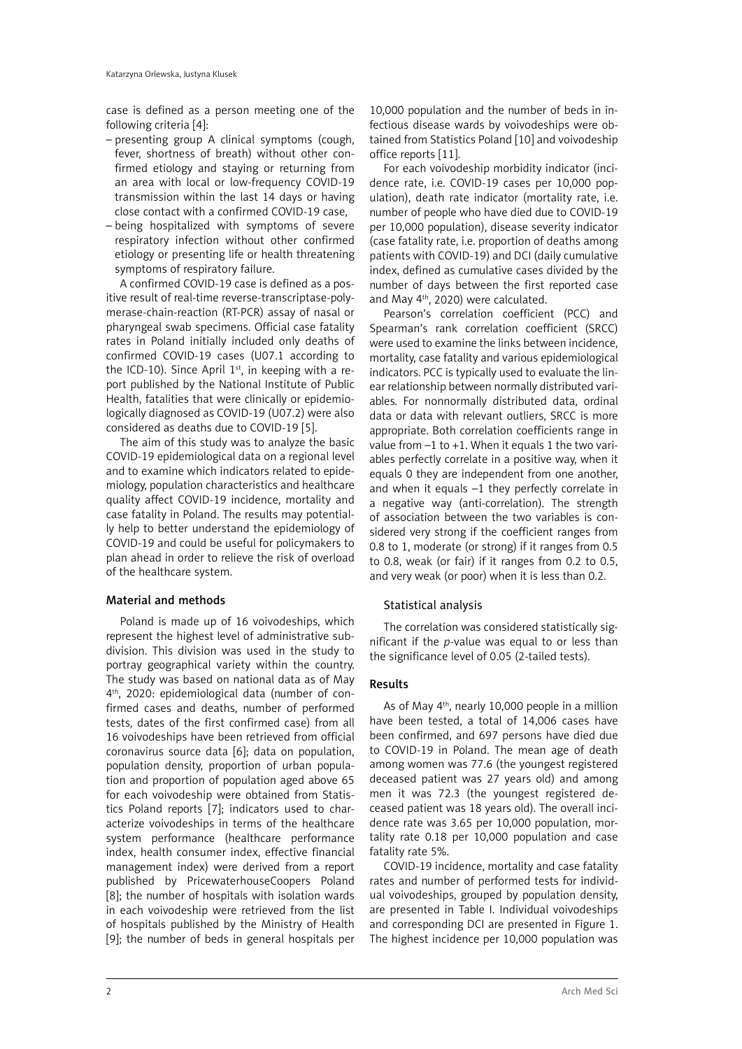case is defined as a person meeting one of the following criteria [4]:

- presenting group A clinical symptoms (cough, fever, shortness of breath) without other confirmed etiology and staying or returning from an area with local or low-frequency COVID-19 transmission within the last 14 days or having close contact with a confirmed COVID-19 case,
- being hospitalized with symptoms of severe respiratory infection without other confirmed etiology or presenting life or health threatening symptoms of respiratory failure.

A confirmed COVID-19 case is defined as a positive result of real-time reverse-transcriptase-polymerase-chain-reaction (RT-PCR) assay of nasal or pharyngeal swab specimens. Official case fatality rates in Poland initially included only deaths of confirmed COVID-19 cases (U07.1 according to the ICD-10). Since April 1st, in keeping with a report published by the National Institute of Public Health, fatalities that were clinically or epidemiologically diagnosed as COVID-19 (U07.2) were also considered as deaths due to COVID-19 [5].

The aim of this study was to analyze the basic COVID-19 epidemiological data on a regional level and to examine which indicators related to epidemiology, population characteristics and healthcare quality affect COVID-19 incidence, mortality and case fatality in Poland. The results may potentially help to better understand the epidemiology of COVID-19 and could be useful for policymakers to plan ahead in order to relieve the risk of overload of the healthcare system.

## Material and methods

Poland is made up of 16 voivodeships, which represent the highest level of administrative subdivision. This division was used in the study to portray geographical variety within the country. The study was based on national data as of May 4th, 2020: epidemiological data (number of confirmed cases and deaths, number of performed tests, dates of the first confirmed case) from all 16 voivodeships have been retrieved from official coronavirus source data [6]; data on population, population density, proportion of urban population and proportion of population aged above 65 for each voivodeship were obtained from Statistics Poland reports [7]; indicators used to characterize voivodeships in terms of the healthcare system performance (healthcare performance index, health consumer index, effective financial management index) were derived from a report published by PricewaterhouseCoopers Poland [8]; the number of hospitals with isolation wards in each voivodeship were retrieved from the list of hospitals published by the Ministry of Health [9]; the number of beds in general hospitals per 10,000 population and the number of beds in infectious disease wards by voivodeships were obtained from Statistics Poland [10] and voivodeship office reports [11].

For each voivodeship morbidity indicator (incidence rate, i.e. COVID-19 cases per 10,000 population), death rate indicator (mortality rate, i.e. number of people who have died due to COVID-19 per 10,000 population), disease severity indicator (case fatality rate, i.e. proportion of deaths among patients with COVID-19) and DCI (daily cumulative index, defined as cumulative cases divided by the number of days between the first reported case and May 4th, 2020) were calculated.

Pearson's correlation coefficient (PCC) and Spearman's rank correlation coefficient (SRCC) were used to examine the links between incidence, mortality, case fatality and various epidemiological indicators. PCC is typically used to evaluate the linear relationship between normally distributed variables. For nonnormally distributed data, ordinal data or data with relevant outliers, SRCC is more appropriate. Both correlation coefficients range in value from –1 to +1. When it equals 1 the two variables perfectly correlate in a positive way, when it equals 0 they are independent from one another, and when it equals –1 they perfectly correlate in a negative way (anti-correlation). The strength of association between the two variables is considered very strong if the coefficient ranges from 0.8 to 1, moderate (or strong) if it ranges from 0.5 to 0.8, weak (or fair) if it ranges from 0.2 to 0.5, and very weak (or poor) when it is less than 0.2.

### Statistical analysis

The correlation was considered statistically significant if the *p*-value was equal to or less than the significance level of 0.05 (2-tailed tests).

## Results

As of May 4th, nearly 10,000 people in a million have been tested, a total of 14,006 cases have been confirmed, and 697 persons have died due to COVID-19 in Poland. The mean age of death among women was 77.6 (the youngest registered deceased patient was 27 years old) and among men it was 72.3 (the youngest registered deceased patient was 18 years old). The overall incidence rate was 3.65 per 10,000 population, mortality rate 0.18 per 10,000 population and case fatality rate 5%.

COVID-19 incidence, mortality and case fatality rates and number of performed tests for individual voivodeships, grouped by population density, are presented in Table I. Individual voivodeships and corresponding DCI are presented in Figure 1. The highest incidence per 10,000 population was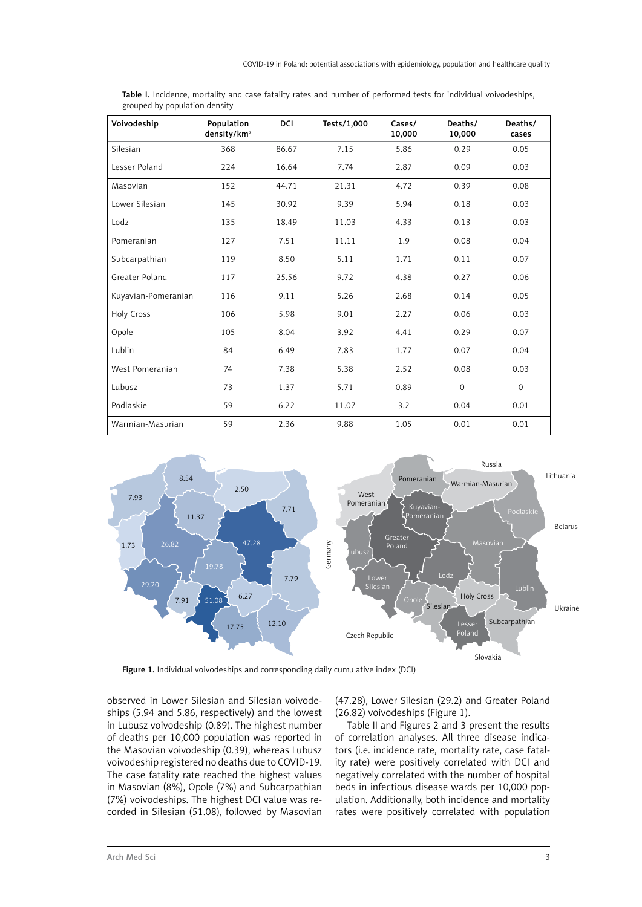Table I. Incidence, mortality and case fatality rates and number of performed tests for individual voivodeships, grouped by population density

| Voivodeship | Population density/km² | DCI | Tests/1,000 | Cases/ 10,000 | Deaths/ 10,000 | Deaths/ cases |
|---|---|---|---|---|---|---|
| Silesian | 368 | 86.67 | 7.15 | 5.86 | 0.29 | 0.05 |
| Lesser Poland | 224 | 16.64 | 7.74 | 2.87 | 0.09 | 0.03 |
| Masovian | 152 | 44.71 | 21.31 | 4.72 | 0.39 | 0.08 |
| Lower Silesian | 145 | 30.92 | 9.39 | 5.94 | 0.18 | 0.03 |
| Lodz | 135 | 18.49 | 11.03 | 4.33 | 0.13 | 0.03 |
| Pomeranian | 127 | 7.51 | 11.11 | 1.9 | 0.08 | 0.04 |
| Subcarpathian | 119 | 8.50 | 5.11 | 1.71 | 0.11 | 0.07 |
| Greater Poland | 117 | 25.56 | 9.72 | 4.38 | 0.27 | 0.06 |
| Kuyavian-Pomeranian | 116 | 9.11 | 5.26 | 2.68 | 0.14 | 0.05 |
| Holy Cross | 106 | 5.98 | 9.01 | 2.27 | 0.06 | 0.03 |
| Opole | 105 | 8.04 | 3.92 | 4.41 | 0.29 | 0.07 |
| Lublin | 84 | 6.49 | 7.83 | 1.77 | 0.07 | 0.04 |
| West Pomeranian | 74 | 7.38 | 5.38 | 2.52 | 0.08 | 0.03 |
| Lubusz | 73 | 1.37 | 5.71 | 0.89 | 0 | 0 |
| Podlaskie | 59 | 6.22 | 11.07 | 3.2 | 0.04 | 0.01 |
| Warmian-Masurian | 59 | 2.36 | 9.88 | 1.05 | 0.01 | 0.01 |

Figure 1. Individual voivodeships and corresponding daily cumulative index (DCI)

observed in Lower Silesian and Silesian voivodeships (5.94 and 5.86, respectively) and the lowest in Lubusz voivodeship (0.89). The highest number of deaths per 10,000 population was reported in the Masovian voivodeship (0.39), whereas Lubusz voivodeship registered no deaths due to COVID-19. The case fatality rate reached the highest values in Masovian (8%), Opole (7%) and Subcarpathian (7%) voivodeships. The highest DCI value was recorded in Silesian (51.08), followed by Masovian (47.28), Lower Silesian (29.2) and Greater Poland (26.82) voivodeships (Figure 1).

Table II and Figures 2 and 3 present the results of correlation analyses. All three disease indicators (i.e. incidence rate, mortality rate, case fatality rate) were positively correlated with DCI and negatively correlated with the number of hospital beds in infectious disease wards per 10,000 population. Additionally, both incidence and mortality rates were positively correlated with population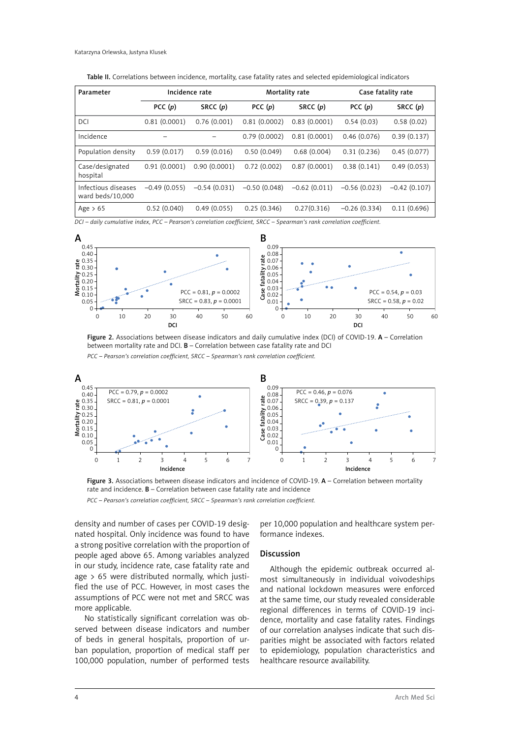Table II. Correlations between incidence, mortality, case fatality rates and selected epidemiological indicators

| Parameter | Incidence rate | | Mortality rate | | Case fatality rate | |
|---|---|---|---|---|---|---|
| | PCC (*p*) | SRCC (*p*) | PCC (*p*) | SRCC (*p*) | PCC (*p*) | SRCC (*p*) |
| DCI | 0.81 (0.0001) | 0.76 (0.001) | 0.81 (0.0002) | 0.83 (0.0001) | 0.54 (0.03) | 0.58 (0.02) |
| Incidence | – | – | 0.79 (0.0002) | 0.81 (0.0001) | 0.46 (0.076) | 0.39 (0.137) |
| Population density | 0.59 (0.017) | 0.59 (0.016) | 0.50 (0.049) | 0.68 (0.004) | 0.31 (0.236) | 0.45 (0.077) |
| Case/designated hospital | 0.91 (0.0001) | 0.90 (0.0001) | 0.72 (0.002) | 0.87 (0.0001) | 0.38 (0.141) | 0.49 (0.053) |
| Infectious diseases ward beds/10,000 | −0.49 (0.055) | −0.54 (0.031) | −0.50 (0.048) | −0.62 (0.011) | −0.56 (0.023) | −0.42 (0.107) |
| Age > 65 | 0.52 (0.040) | 0.49 (0.055) | 0.25 (0.346) | 0.27(0.316) | −0.26 (0.334) | 0.11 (0.696) |

*DCI – daily cumulative index, PCC – Pearson's correlation coefficient, SRCC – Spearman's rank correlation coefficient.*

Figure 2. Associations between disease indicators and daily cumulative index (DCI) of COVID-19. **A** – Correlation between mortality rate and DCI. **B** – Correlation between case fatality rate and DCI

*PCC – Pearson's correlation coefficient, SRCC – Spearman's rank correlation coefficient.*

Figure 3. Associations between disease indicators and incidence of COVID-19. **A** – Correlation between mortality rate and incidence. **B** – Correlation between case fatality rate and incidence

*PCC – Pearson's correlation coefficient, SRCC – Spearman's rank correlation coefficient.*

density and number of cases per COVID-19 designated hospital. Only incidence was found to have a strong positive correlation with the proportion of people aged above 65. Among variables analyzed in our study, incidence rate, case fatality rate and age > 65 were distributed normally, which justified the use of PCC. However, in most cases the assumptions of PCC were not met and SRCC was more applicable.

No statistically significant correlation was observed between disease indicators and number of beds in general hospitals, proportion of urban population, proportion of medical staff per 100,000 population, number of performed tests per 10,000 population and healthcare system performance indexes.

## Discussion

Although the epidemic outbreak occurred almost simultaneously in individual voivodeships and national lockdown measures were enforced at the same time, our study revealed considerable regional differences in terms of COVID-19 incidence, mortality and case fatality rates. Findings of our correlation analyses indicate that such disparities might be associated with factors related to epidemiology, population characteristics and healthcare resource availability.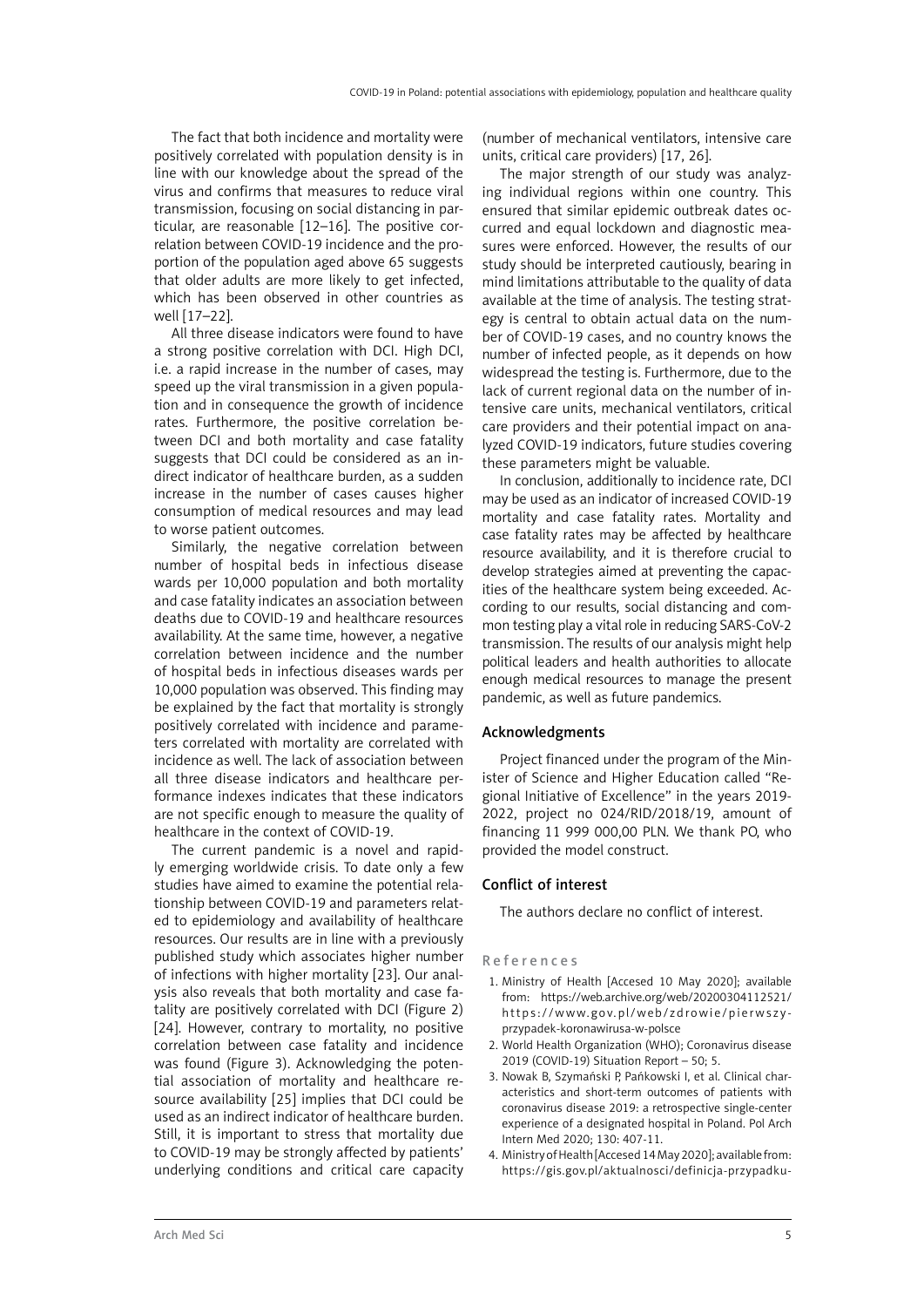The fact that both incidence and mortality were positively correlated with population density is in line with our knowledge about the spread of the virus and confirms that measures to reduce viral transmission, focusing on social distancing in particular, are reasonable [12–16]. The positive correlation between COVID-19 incidence and the proportion of the population aged above 65 suggests that older adults are more likely to get infected, which has been observed in other countries as well [17–22].

All three disease indicators were found to have a strong positive correlation with DCI. High DCI, i.e. a rapid increase in the number of cases, may speed up the viral transmission in a given population and in consequence the growth of incidence rates. Furthermore, the positive correlation between DCI and both mortality and case fatality suggests that DCI could be considered as an indirect indicator of healthcare burden, as a sudden increase in the number of cases causes higher consumption of medical resources and may lead to worse patient outcomes.

Similarly, the negative correlation between number of hospital beds in infectious disease wards per 10,000 population and both mortality and case fatality indicates an association between deaths due to COVID-19 and healthcare resources availability. At the same time, however, a negative correlation between incidence and the number of hospital beds in infectious diseases wards per 10,000 population was observed. This finding may be explained by the fact that mortality is strongly positively correlated with incidence and parameters correlated with mortality are correlated with incidence as well. The lack of association between all three disease indicators and healthcare performance indexes indicates that these indicators are not specific enough to measure the quality of healthcare in the context of COVID-19.

The current pandemic is a novel and rapidly emerging worldwide crisis. To date only a few studies have aimed to examine the potential relationship between COVID-19 and parameters related to epidemiology and availability of healthcare resources. Our results are in line with a previously published study which associates higher number of infections with higher mortality [23]. Our analysis also reveals that both mortality and case fatality are positively correlated with DCI (Figure 2) [24]. However, contrary to mortality, no positive correlation between case fatality and incidence was found (Figure 3). Acknowledging the potential association of mortality and healthcare resource availability [25] implies that DCI could be used as an indirect indicator of healthcare burden. Still, it is important to stress that mortality due to COVID-19 may be strongly affected by patients' underlying conditions and critical care capacity (number of mechanical ventilators, intensive care units, critical care providers) [17, 26].

The major strength of our study was analyzing individual regions within one country. This ensured that similar epidemic outbreak dates occurred and equal lockdown and diagnostic measures were enforced. However, the results of our study should be interpreted cautiously, bearing in mind limitations attributable to the quality of data available at the time of analysis. The testing strategy is central to obtain actual data on the number of COVID-19 cases, and no country knows the number of infected people, as it depends on how widespread the testing is. Furthermore, due to the lack of current regional data on the number of intensive care units, mechanical ventilators, critical care providers and their potential impact on analyzed COVID-19 indicators, future studies covering these parameters might be valuable.

In conclusion, additionally to incidence rate, DCI may be used as an indicator of increased COVID-19 mortality and case fatality rates. Mortality and case fatality rates may be affected by healthcare resource availability, and it is therefore crucial to develop strategies aimed at preventing the capacities of the healthcare system being exceeded. According to our results, social distancing and common testing play a vital role in reducing SARS-CoV-2 transmission. The results of our analysis might help political leaders and health authorities to allocate enough medical resources to manage the present pandemic, as well as future pandemics.

## Acknowledgments

Project financed under the program of the Minister of Science and Higher Education called "Regional Initiative of Excellence" in the years 2019-2022, project no 024/RID/2018/19, amount of financing 11 999 000,00 PLN. We thank PO, who provided the model construct.

## Conflict of interest

The authors declare no conflict of interest.

## References

1. Ministry of Health [Accesed 10 May 2020]; available from: https://web.archive.org/web/20200304112521/https://www.gov.pl/web/zdrowie/pierwszy-przypadek-koronawirusa-w-polsce
2. World Health Organization (WHO); Coronavirus disease 2019 (COVID-19) Situation Report – 50; 5.
3. Nowak B, Szymański P, Pańkowski I, et al. Clinical characteristics and short-term outcomes of patients with coronavirus disease 2019: a retrospective single-center experience of a designated hospital in Poland. Pol Arch Intern Med 2020; 130: 407-11.
4. Ministry of Health [Accesed 14 May 2020]; available from: https://gis.gov.pl/aktualnosci/definicja-przypadku-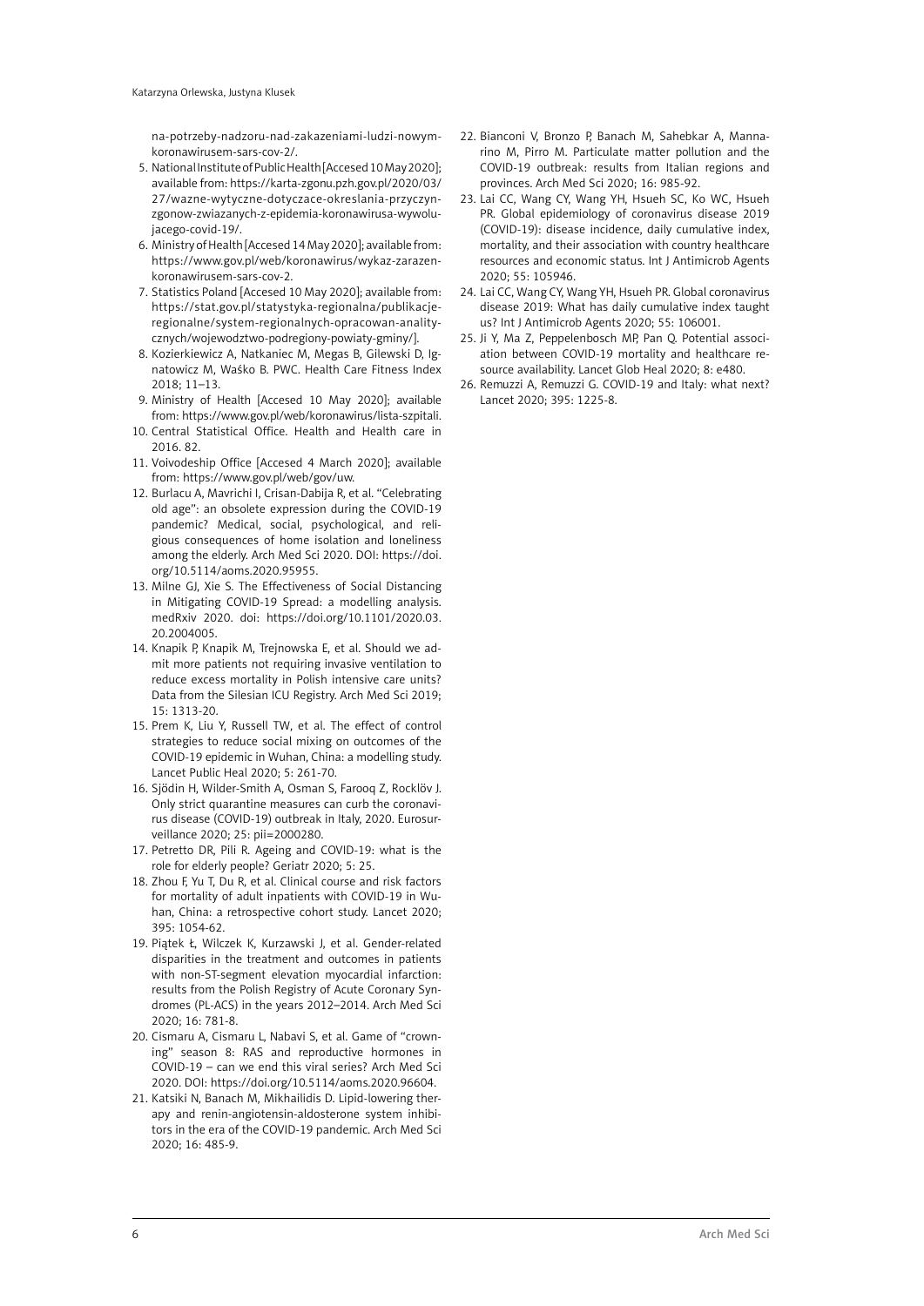na-potrzeby-nadzoru-nad-zakazeniami-ludzi-nowym-koronawirusem-sars-cov-2/.

5. National Institute of Public Health [Accesed 10 May 2020]; available from: https://karta-zgonu.pzh.gov.pl/2020/03/27/wazne-wytyczne-dotyczace-okreslania-przyczyn-zgonow-zwiazanych-z-epidemia-koronawirusa-wywolujacego-covid-19/.
6. Ministry of Health [Accesed 14 May 2020]; available from: https://www.gov.pl/web/koronawirus/wykaz-zarazen-koronawirusem-sars-cov-2.
7. Statistics Poland [Accesed 10 May 2020]; available from: https://stat.gov.pl/statystyka-regionalna/publikacje-regionalne/system-regionalnych-opracowan-analitycznych/wojewodztwo-podregiony-powiaty-gminy/].
8. Kozierkiewicz A, Natkaniec M, Megas B, Gilewski D, Ignatowicz M, Waśko B. PWC. Health Care Fitness Index 2018; 11–13.
9. Ministry of Health [Accesed 10 May 2020]; available from: https://www.gov.pl/web/koronawirus/lista-szpitali.
10. Central Statistical Office. Health and Health care in 2016. 82.
11. Voivodeship Office [Accesed 4 March 2020]; available from: https://www.gov.pl/web/gov/uw.
12. Burlacu A, Mavrichi I, Crisan-Dabija R, et al. "Celebrating old age": an obsolete expression during the COVID-19 pandemic? Medical, social, psychological, and religious consequences of home isolation and loneliness among the elderly. Arch Med Sci 2020. DOI: https://doi.org/10.5114/aoms.2020.95955.
13. Milne GJ, Xie S. The Effectiveness of Social Distancing in Mitigating COVID-19 Spread: a modelling analysis. medRxiv 2020. doi: https://doi.org/10.1101/2020.03.20.2004005.
14. Knapik P, Knapik M, Trejnowska E, et al. Should we admit more patients not requiring invasive ventilation to reduce excess mortality in Polish intensive care units? Data from the Silesian ICU Registry. Arch Med Sci 2019; 15: 1313-20.
15. Prem K, Liu Y, Russell TW, et al. The effect of control strategies to reduce social mixing on outcomes of the COVID-19 epidemic in Wuhan, China: a modelling study. Lancet Public Heal 2020; 5: 261-70.
16. Sjödin H, Wilder-Smith A, Osman S, Farooq Z, Rocklöv J. Only strict quarantine measures can curb the coronavirus disease (COVID-19) outbreak in Italy, 2020. Eurosurveillance 2020; 25: pii=2000280.
17. Petretto DR, Pili R. Ageing and COVID-19: what is the role for elderly people? Geriatr 2020; 5: 25.
18. Zhou F, Yu T, Du R, et al. Clinical course and risk factors for mortality of adult inpatients with COVID-19 in Wuhan, China: a retrospective cohort study. Lancet 2020; 395: 1054-62.
19. Piątek Ł, Wilczek K, Kurzawski J, et al. Gender-related disparities in the treatment and outcomes in patients with non-ST-segment elevation myocardial infarction: results from the Polish Registry of Acute Coronary Syndromes (PL-ACS) in the years 2012–2014. Arch Med Sci 2020; 16: 781-8.
20. Cismaru A, Cismaru L, Nabavi S, et al. Game of "crowning" season 8: RAS and reproductive hormones in COVID-19 – can we end this viral series? Arch Med Sci 2020. DOI: https://doi.org/10.5114/aoms.2020.96604.
21. Katsiki N, Banach M, Mikhailidis D. Lipid-lowering therapy and renin-angiotensin-aldosterone system inhibitors in the era of the COVID-19 pandemic. Arch Med Sci 2020; 16: 485-9.
22. Bianconi V, Bronzo P, Banach M, Sahebkar A, Mannarino M, Pirro M. Particulate matter pollution and the COVID-19 outbreak: results from Italian regions and provinces. Arch Med Sci 2020; 16: 985-92.
23. Lai CC, Wang CY, Wang YH, Hsueh SC, Ko WC, Hsueh PR. Global epidemiology of coronavirus disease 2019 (COVID-19): disease incidence, daily cumulative index, mortality, and their association with country healthcare resources and economic status. Int J Antimicrob Agents 2020; 55: 105946.
24. Lai CC, Wang CY, Wang YH, Hsueh PR. Global coronavirus disease 2019: What has daily cumulative index taught us? Int J Antimicrob Agents 2020; 55: 106001.
25. Ji Y, Ma Z, Peppelenbosch MP, Pan Q. Potential association between COVID-19 mortality and healthcare resource availability. Lancet Glob Heal 2020; 8: e480.
26. Remuzzi A, Remuzzi G. COVID-19 and Italy: what next? Lancet 2020; 395: 1225-8.